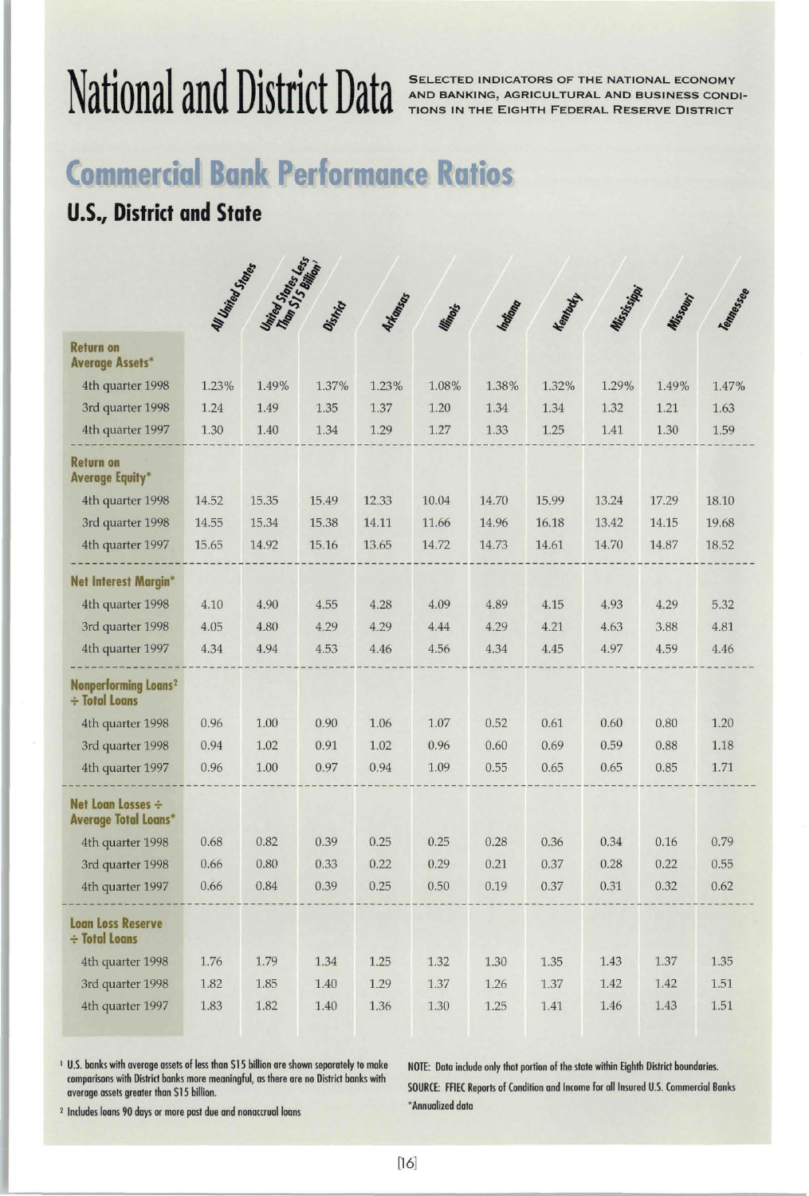# National and District Data

SELECTED INDICATORS OF THE NATIONAL ECONOMY AND BANKING, AGRICULTURAL AND BUSINESS CONDITIONS IN THE EIGHTH FEDERAL RESERVE DISTRICT

## Commercial Bank Performance Ratios

### U.S., District and State

| | All United States | United States Less Than $15 Billion[1] | District | Arkansas | Illinois | Indiana | Kentucky | Mississippi | Missouri | Tennessee |
|---|---|---|---|---|---|---|---|---|---|---|
| **Return on Average Assets*** | | | | | | | | | | |
| 4th quarter 1998 | 1.23% | 1.49% | 1.37% | 1.23% | 1.08% | 1.38% | 1.32% | 1.29% | 1.49% | 1.47% |
| 3rd quarter 1998 | 1.24 | 1.49 | 1.35 | 1.37 | 1.20 | 1.34 | 1.34 | 1.32 | 1.21 | 1.63 |
| 4th quarter 1997 | 1.30 | 1.40 | 1.34 | 1.29 | 1.27 | 1.33 | 1.25 | 1.41 | 1.30 | 1.59 |
| **Return on Average Equity*** | | | | | | | | | | |
| 4th quarter 1998 | 14.52 | 15.35 | 15.49 | 12.33 | 10.04 | 14.70 | 15.99 | 13.24 | 17.29 | 18.10 |
| 3rd quarter 1998 | 14.55 | 15.34 | 15.38 | 14.11 | 11.66 | 14.96 | 16.18 | 13.42 | 14.15 | 19.68 |
| 4th quarter 1997 | 15.65 | 14.92 | 15.16 | 13.65 | 14.72 | 14.73 | 14.61 | 14.70 | 14.87 | 18.52 |
| **Net Interest Margin*** | | | | | | | | | | |
| 4th quarter 1998 | 4.10 | 4.90 | 4.55 | 4.28 | 4.09 | 4.89 | 4.15 | 4.93 | 4.29 | 5.32 |
| 3rd quarter 1998 | 4.05 | 4.80 | 4.29 | 4.29 | 4.44 | 4.29 | 4.21 | 4.63 | 3.88 | 4.81 |
| 4th quarter 1997 | 4.34 | 4.94 | 4.53 | 4.46 | 4.56 | 4.34 | 4.45 | 4.97 | 4.59 | 4.46 |
| **Nonperforming Loans[2] ÷ Total Loans** | | | | | | | | | | |
| 4th quarter 1998 | 0.96 | 1.00 | 0.90 | 1.06 | 1.07 | 0.52 | 0.61 | 0.60 | 0.80 | 1.20 |
| 3rd quarter 1998 | 0.94 | 1.02 | 0.91 | 1.02 | 0.96 | 0.60 | 0.69 | 0.59 | 0.88 | 1.18 |
| 4th quarter 1997 | 0.96 | 1.00 | 0.97 | 0.94 | 1.09 | 0.55 | 0.65 | 0.65 | 0.85 | 1.71 |
| **Net Loan Losses ÷ Average Total Loans*** | | | | | | | | | | |
| 4th quarter 1998 | 0.68 | 0.82 | 0.39 | 0.25 | 0.25 | 0.28 | 0.36 | 0.34 | 0.16 | 0.79 |
| 3rd quarter 1998 | 0.66 | 0.80 | 0.33 | 0.22 | 0.29 | 0.21 | 0.37 | 0.28 | 0.22 | 0.55 |
| 4th quarter 1997 | 0.66 | 0.84 | 0.39 | 0.25 | 0.50 | 0.19 | 0.37 | 0.31 | 0.32 | 0.62 |
| **Loan Loss Reserve ÷ Total Loans** | | | | | | | | | | |
| 4th quarter 1998 | 1.76 | 1.79 | 1.34 | 1.25 | 1.32 | 1.30 | 1.35 | 1.43 | 1.37 | 1.35 |
| 3rd quarter 1998 | 1.82 | 1.85 | 1.40 | 1.29 | 1.37 | 1.26 | 1.37 | 1.42 | 1.42 | 1.51 |
| 4th quarter 1997 | 1.83 | 1.82 | 1.40 | 1.36 | 1.30 | 1.25 | 1.41 | 1.46 | 1.43 | 1.51 |

[1] U.S. banks with average assets of less than $15 billion are shown separately to make comparisons with District banks more meaningful, as there are no District banks with average assets greater than $15 billion.

[2] Includes loans 90 days or more past due and nonaccrual loans

NOTE: Data include only that portion of the state within Eighth District boundaries.

SOURCE: FFIEC Reports of Condition and Income for all Insured U.S. Commercial Banks

*Annualized data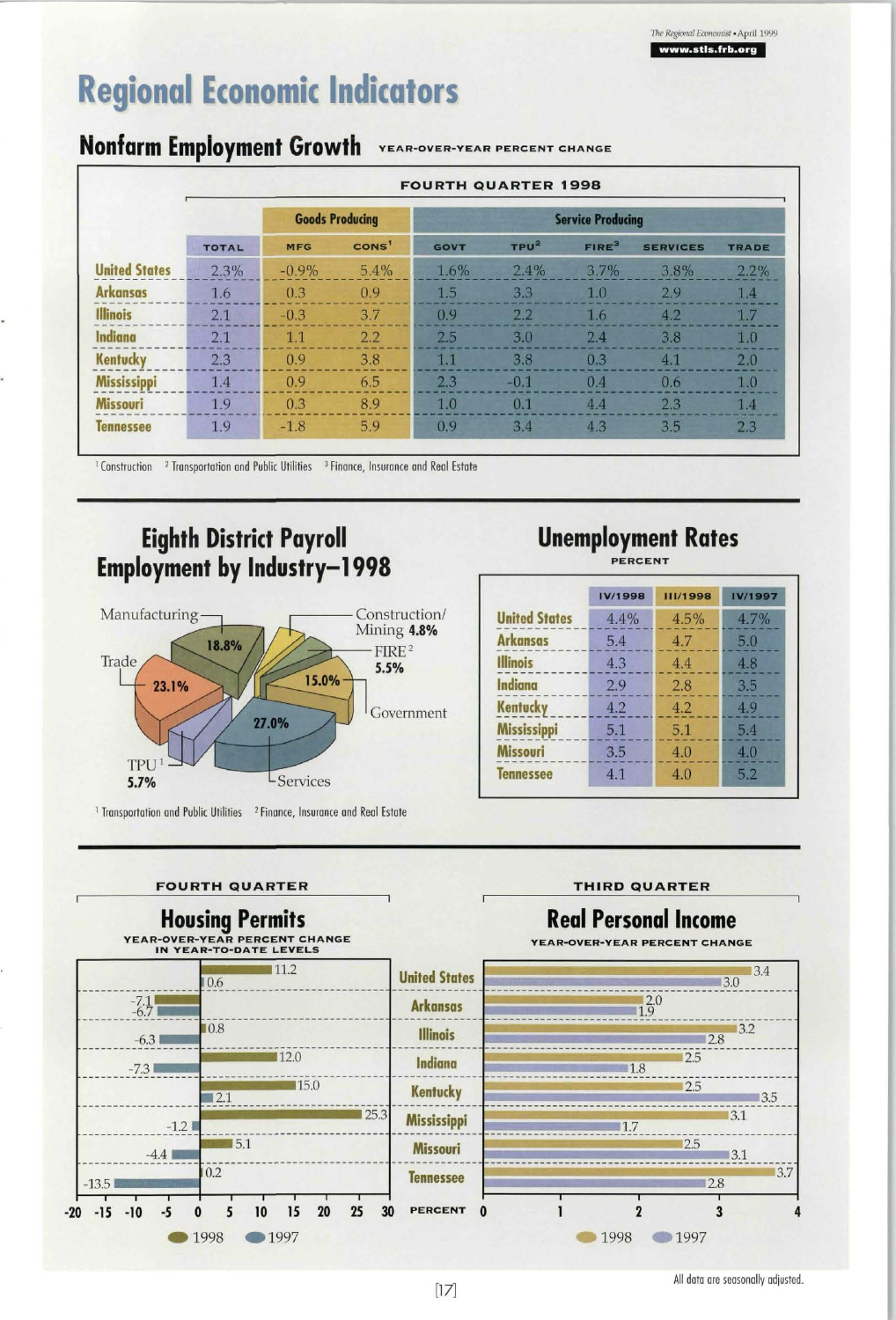# Regional Economic Indicators

## Nonfarm Employment Growth

YEAR-OVER-YEAR PERCENT CHANGE

FOURTH QUARTER 1998

| | | Goods Producing | | Service Producing | | | | |
|---|---|---|---|---|---|---|---|---|
| | TOTAL | MFG | CONS[1] | GOVT | TPU[2] | FIRE[3] | SERVICES | TRADE |
| United States | 2.3% | -0.9% | 5.4% | 1.6% | 2.4% | 3.7% | 3.8% | 2.2% |
| Arkansas | 1.6 | 0.3 | 0.9 | 1.5 | 3.3 | 1.0 | 2.9 | 1.4 |
| Illinois | 2.1 | -0.3 | 3.7 | 0.9 | 2.2 | 1.6 | 4.2 | 1.7 |
| Indiana | 2.1 | 1.1 | 2.2 | 2.5 | 3.0 | 2.4 | 3.8 | 1.0 |
| Kentucky | 2.3 | 0.9 | 3.8 | 1.1 | 3.8 | 0.3 | 4.1 | 2.0 |
| Mississippi | 1.4 | 0.9 | 6.5 | 2.3 | -0.1 | 0.4 | 0.6 | 1.0 |
| Missouri | 1.9 | 0.3 | 8.9 | 1.0 | 0.1 | 4.4 | 2.3 | 1.4 |
| Tennessee | 1.9 | -1.8 | 5.9 | 0.9 | 3.4 | 4.3 | 3.5 | 2.3 |

[1] Construction [2] Transportation and Public Utilities [3] Finance, Insurance and Real Estate

## Eighth District Payroll Employment by Industry–1998

| Industry | Share |
|---|---|
| Manufacturing | 18.8% |
| Construction/Mining | 4.8% |
| FIRE[2] | 5.5% |
| Government | 15.0% |
| Services | 27.0% |
| TPU[1] | 5.7% |
| Trade | 23.1% |

[1] Transportation and Public Utilities [2] Finance, Insurance and Real Estate

## Unemployment Rates

PERCENT

| | IV/1998 | III/1998 | IV/1997 |
|---|---|---|---|
| United States | 4.4% | 4.5% | 4.7% |
| Arkansas | 5.4 | 4.7 | 5.0 |
| Illinois | 4.3 | 4.4 | 4.8 |
| Indiana | 2.9 | 2.8 | 3.5 |
| Kentucky | 4.2 | 4.2 | 4.9 |
| Mississippi | 5.1 | 5.1 | 5.4 |
| Missouri | 3.5 | 4.0 | 4.0 |
| Tennessee | 4.1 | 4.0 | 5.2 |

FOURTH QUARTER

## Housing Permits

YEAR-OVER-YEAR PERCENT CHANGE IN YEAR-TO-DATE LEVELS

| | 1998 | 1997 |
|---|---|---|
| United States | 11.2 | 0.6 |
| Arkansas | -7.1 | -6.7 |
| Illinois | 0.8 | -6.3 |
| Indiana | 12.0 | -7.3 |
| Kentucky | 15.0 | 2.1 |
| Mississippi | 25.3 | -1.2 |
| Missouri | 5.1 | -4.4 |
| Tennessee | 0.2 | -13.5 |

THIRD QUARTER

## Real Personal Income

YEAR-OVER-YEAR PERCENT CHANGE

| | 1998 | 1997 |
|---|---|---|
| United States | 3.4 | 3.0 |
| Arkansas | 2.0 | 1.9 |
| Illinois | 3.2 | 2.8 |
| Indiana | 2.5 | 1.8 |
| Kentucky | 2.5 | 3.5 |
| Mississippi | 3.1 | 1.7 |
| Missouri | 2.5 | 3.1 |
| Tennessee | 3.7 | 2.8 |

All data are seasonally adjusted.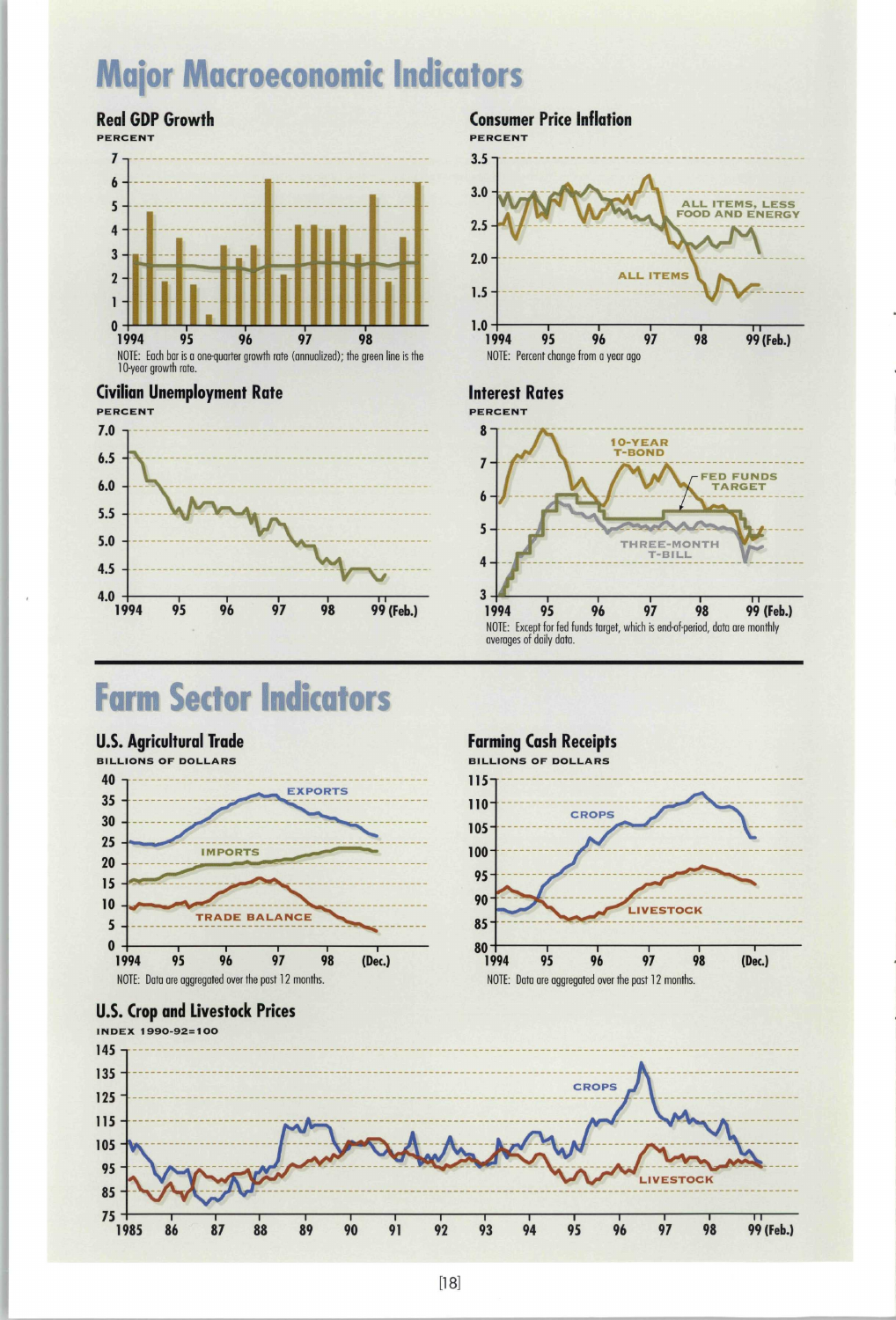# Major Macroeconomic Indicators

## Real GDP Growth

PERCENT

7
6
5
4
3
2
1
0

1994 95 96 97 98

NOTE: Each bar is a one-quarter growth rate (annualized); the green line is the 10-year growth rate.

## Consumer Price Inflation

PERCENT

3.5
3.0
2.5
2.0
1.5
1.0

ALL ITEMS, LESS FOOD AND ENERGY

ALL ITEMS

1994 95 96 97 98 99 (Feb.)

NOTE: Percent change from a year ago

## Civilian Unemployment Rate

PERCENT

7.0
6.5
6.0
5.5
5.0
4.5
4.0

1994 95 96 97 98 99 (Feb.)

## Interest Rates

PERCENT

8
7
6
5
4
3

10-YEAR T-BOND

FED FUNDS TARGET

THREE-MONTH T-BILL

1994 95 96 97 98 99 (Feb.)

NOTE: Except for fed funds target, which is end-of-period, data are monthly averages of daily data.

# Farm Sector Indicators

## U.S. Agricultural Trade

BILLIONS OF DOLLARS

40
35
30
25
20
15
10
5
0

EXPORTS

IMPORTS

TRADE BALANCE

1994 95 96 97 98 (Dec.)

NOTE: Data are aggregated over the past 12 months.

## Farming Cash Receipts

BILLIONS OF DOLLARS

115
110
105
100
95
90
85
80

CROPS

LIVESTOCK

1994 95 96 97 98 (Dec.)

NOTE: Data are aggregated over the past 12 months.

## U.S. Crop and Livestock Prices

INDEX 1990-92=100

145
135
125
115
105
95
85
75

CROPS

LIVESTOCK

1985 86 87 88 89 90 91 92 93 94 95 96 97 98 99 (Feb.)